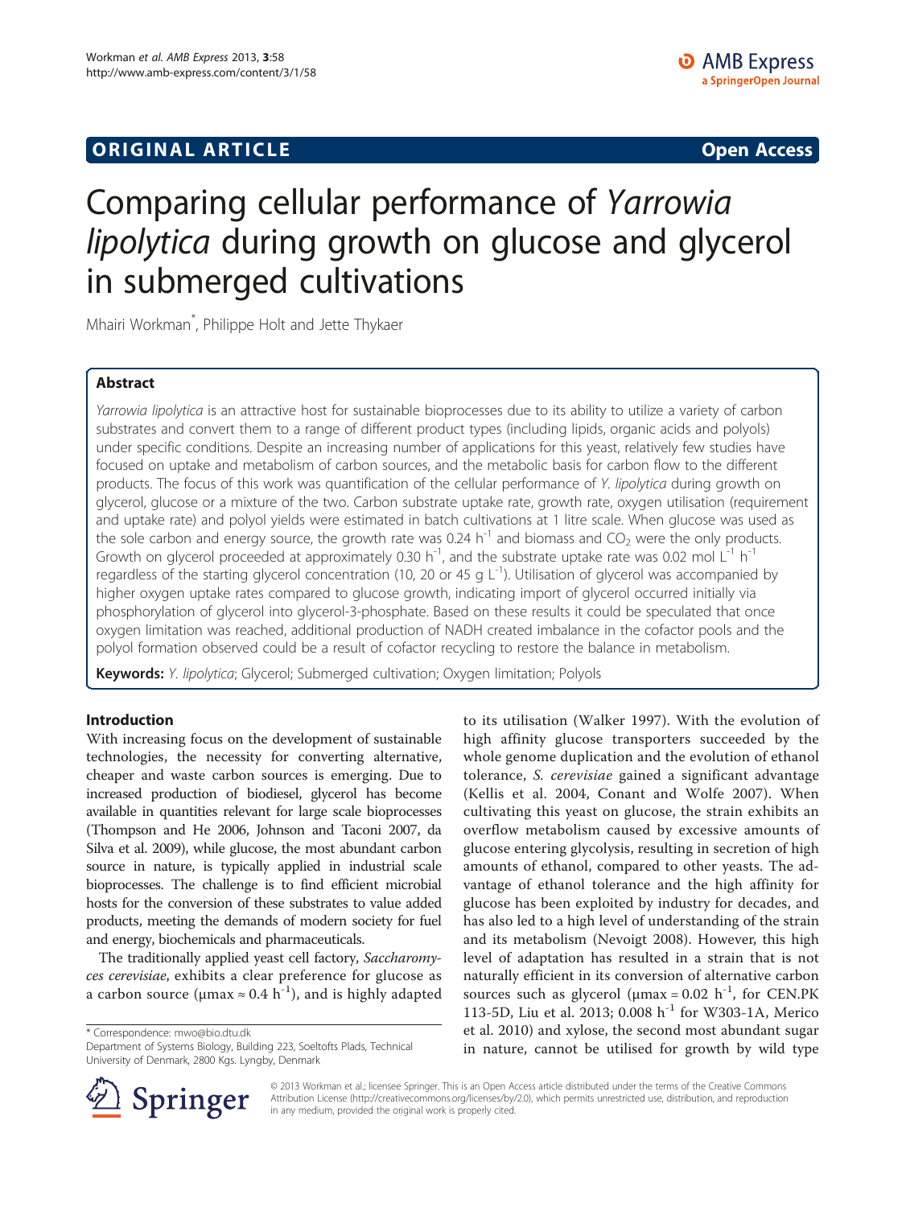**ORIGINAL ARTICLE** **Open Access**

# Comparing cellular performance of *Yarrowia lipolytica* during growth on glucose and glycerol in submerged cultivations

Mhairi Workman*, Philippe Holt and Jette Thykaer

## Abstract

*Yarrowia lipolytica* is an attractive host for sustainable bioprocesses due to its ability to utilize a variety of carbon substrates and convert them to a range of different product types (including lipids, organic acids and polyols) under specific conditions. Despite an increasing number of applications for this yeast, relatively few studies have focused on uptake and metabolism of carbon sources, and the metabolic basis for carbon flow to the different products. The focus of this work was quantification of the cellular performance of *Y. lipolytica* during growth on glycerol, glucose or a mixture of the two. Carbon substrate uptake rate, growth rate, oxygen utilisation (requirement and uptake rate) and polyol yields were estimated in batch cultivations at 1 litre scale. When glucose was used as the sole carbon and energy source, the growth rate was 0.24 $h^{-1}$ and biomass and $CO_2$ were the only products. Growth on glycerol proceeded at approximately 0.30 $h^{-1}$, and the substrate uptake rate was 0.02 mol $L^{-1}$ $h^{-1}$ regardless of the starting glycerol concentration (10, 20 or 45 g $L^{-1}$). Utilisation of glycerol was accompanied by higher oxygen uptake rates compared to glucose growth, indicating import of glycerol occurred initially via phosphorylation of glycerol into glycerol-3-phosphate. Based on these results it could be speculated that once oxygen limitation was reached, additional production of NADH created imbalance in the cofactor pools and the polyol formation observed could be a result of cofactor recycling to restore the balance in metabolism.

**Keywords:** *Y. lipolytica*; Glycerol; Submerged cultivation; Oxygen limitation; Polyols

## Introduction

With increasing focus on the development of sustainable technologies, the necessity for converting alternative, cheaper and waste carbon sources is emerging. Due to increased production of biodiesel, glycerol has become available in quantities relevant for large scale bioprocesses (Thompson and He 2006, Johnson and Taconi 2007, da Silva et al. 2009), while glucose, the most abundant carbon source in nature, is typically applied in industrial scale bioprocesses. The challenge is to find efficient microbial hosts for the conversion of these substrates to value added products, meeting the demands of modern society for fuel and energy, biochemicals and pharmaceuticals.

The traditionally applied yeast cell factory, *Saccharomyces cerevisiae*, exhibits a clear preference for glucose as a carbon source (μmax ≈ 0.4 $h^{-1}$), and is highly adapted to its utilisation (Walker 1997). With the evolution of high affinity glucose transporters succeeded by the whole genome duplication and the evolution of ethanol tolerance, *S. cerevisiae* gained a significant advantage (Kellis et al. 2004, Conant and Wolfe 2007). When cultivating this yeast on glucose, the strain exhibits an overflow metabolism caused by excessive amounts of glucose entering glycolysis, resulting in secretion of high amounts of ethanol, compared to other yeasts. The advantage of ethanol tolerance and the high affinity for glucose has been exploited by industry for decades, and has also led to a high level of understanding of the strain and its metabolism (Nevoigt 2008). However, this high level of adaptation has resulted in a strain that is not naturally efficient in its conversion of alternative carbon sources such as glycerol (μmax = 0.02 $h^{-1}$, for CEN.PK 113-5D, Liu et al. 2013; 0.008 $h^{-1}$ for W303-1A, Merico et al. 2010) and xylose, the second most abundant sugar in nature, cannot be utilised for growth by wild type

\* Correspondence: mwo@bio.dtu.dk
Department of Systems Biology, Building 223, Soeltofts Plads, Technical University of Denmark, 2800 Kgs. Lyngby, Denmark

© 2013 Workman et al.; licensee Springer. This is an Open Access article distributed under the terms of the Creative Commons Attribution License (http://creativecommons.org/licenses/by/2.0), which permits unrestricted use, distribution, and reproduction in any medium, provided the original work is properly cited.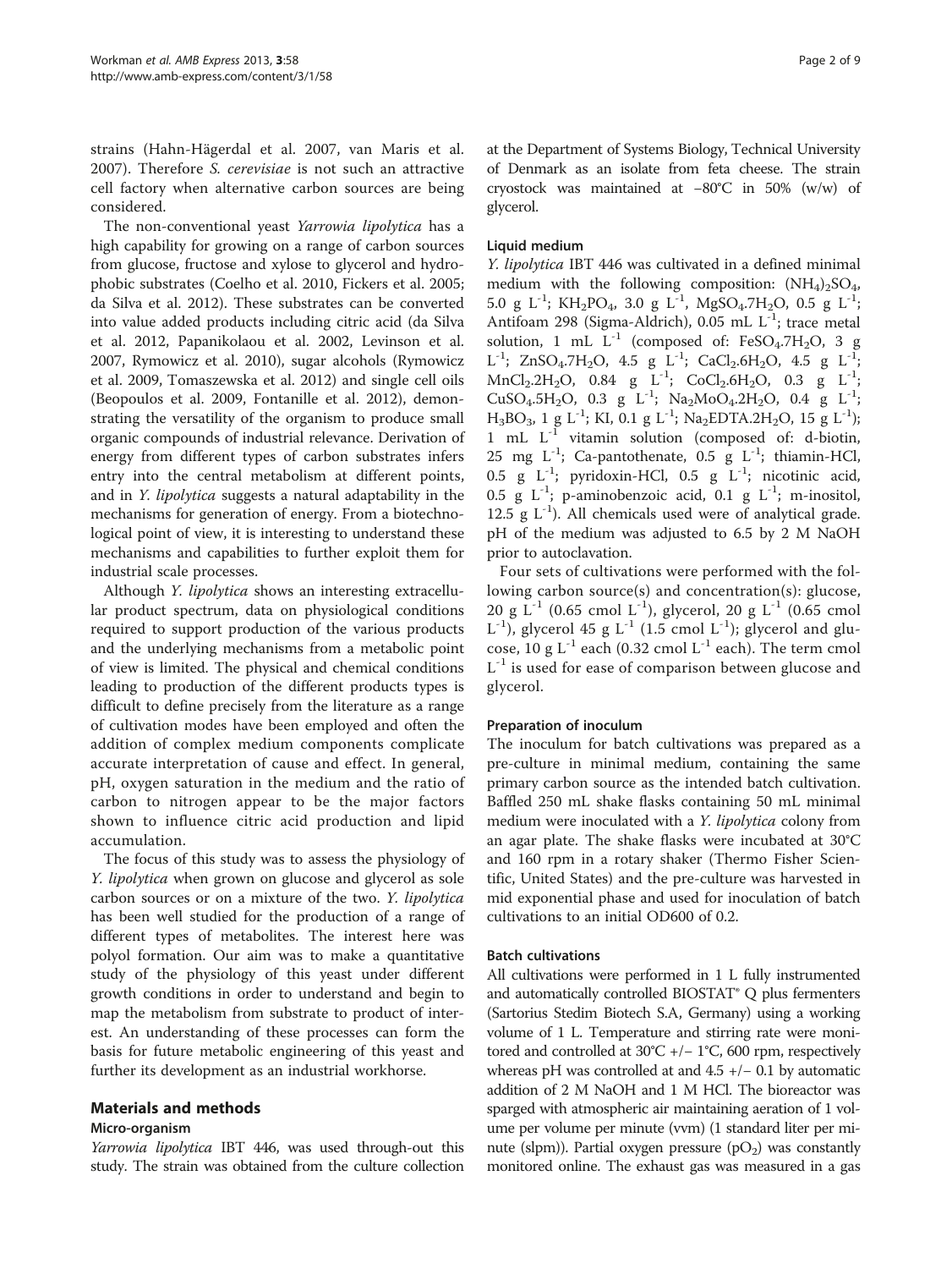strains (Hahn-Hägerdal et al. 2007, van Maris et al. 2007). Therefore *S. cerevisiae* is not such an attractive cell factory when alternative carbon sources are being considered.

The non-conventional yeast *Yarrowia lipolytica* has a high capability for growing on a range of carbon sources from glucose, fructose and xylose to glycerol and hydrophobic substrates (Coelho et al. 2010, Fickers et al. 2005; da Silva et al. 2012). These substrates can be converted into value added products including citric acid (da Silva et al. 2012, Papanikolaou et al. 2002, Levinson et al. 2007, Rymowicz et al. 2010), sugar alcohols (Rymowicz et al. 2009, Tomaszewska et al. 2012) and single cell oils (Beopoulos et al. 2009, Fontanille et al. 2012), demonstrating the versatility of the organism to produce small organic compounds of industrial relevance. Derivation of energy from different types of carbon substrates infers entry into the central metabolism at different points, and in *Y. lipolytica* suggests a natural adaptability in the mechanisms for generation of energy. From a biotechnological point of view, it is interesting to understand these mechanisms and capabilities to further exploit them for industrial scale processes.

Although *Y. lipolytica* shows an interesting extracellular product spectrum, data on physiological conditions required to support production of the various products and the underlying mechanisms from a metabolic point of view is limited. The physical and chemical conditions leading to production of the different products types is difficult to define precisely from the literature as a range of cultivation modes have been employed and often the addition of complex medium components complicate accurate interpretation of cause and effect. In general, pH, oxygen saturation in the medium and the ratio of carbon to nitrogen appear to be the major factors shown to influence citric acid production and lipid accumulation.

The focus of this study was to assess the physiology of *Y. lipolytica* when grown on glucose and glycerol as sole carbon sources or on a mixture of the two. *Y. lipolytica* has been well studied for the production of a range of different types of metabolites. The interest here was polyol formation. Our aim was to make a quantitative study of the physiology of this yeast under different growth conditions in order to understand and begin to map the metabolism from substrate to product of interest. An understanding of these processes can form the basis for future metabolic engineering of this yeast and further its development as an industrial workhorse.

## Materials and methods

### Micro-organism

*Yarrowia lipolytica* IBT 446, was used through-out this study. The strain was obtained from the culture collection at the Department of Systems Biology, Technical University of Denmark as an isolate from feta cheese. The strain cryostock was maintained at −80°C in 50% (w/w) of glycerol.

### Liquid medium

*Y. lipolytica* IBT 446 was cultivated in a defined minimal medium with the following composition: $(NH_4)_2SO_4$, 5.0 g $L^{-1}$; $KH_2PO_4$, 3.0 g $L^{-1}$, $MgSO_4.7H_2O$, 0.5 g $L^{-1}$; Antifoam 298 (Sigma-Aldrich), 0.05 mL $L^{-1}$; trace metal solution, 1 mL $L^{-1}$ (composed of: $FeSO_4.7H_2O$, 3 g $L^{-1}$; $ZnSO_4.7H_2O$, 4.5 g $L^{-1}$; $CaCl_2.6H_2O$, 4.5 g $L^{-1}$; $MnCl_2.2H_2O$, 0.84 g $L^{-1}$; $CoCl_2.6H_2O$, 0.3 g $L^{-1}$; $CuSO_4.5H_2O$, 0.3 g $L^{-1}$; $Na_2MoO_4.2H_2O$, 0.4 g $L^{-1}$; $H_3BO_3$, 1 g $L^{-1}$; KI, 0.1 g $L^{-1}$; $Na_2EDTA.2H_2O$, 15 g $L^{-1}$); 1 mL $L^{-1}$ vitamin solution (composed of: d-biotin, 25 mg $L^{-1}$; Ca-pantothenate, 0.5 g $L^{-1}$; thiamin-HCl, 0.5 g $L^{-1}$; pyridoxin-HCl, 0.5 g $L^{-1}$; nicotinic acid, 0.5 g $L^{-1}$; p-aminobenzoic acid, 0.1 g $L^{-1}$; m-inositol, 12.5 g $L^{-1}$). All chemicals used were of analytical grade. pH of the medium was adjusted to 6.5 by 2 M NaOH prior to autoclavation.

Four sets of cultivations were performed with the following carbon source(s) and concentration(s): glucose, 20 g $L^{-1}$ (0.65 cmol $L^{-1}$), glycerol, 20 g $L^{-1}$ (0.65 cmol $L^{-1}$), glycerol 45 g $L^{-1}$ (1.5 cmol $L^{-1}$); glycerol and glucose, 10 g $L^{-1}$ each (0.32 cmol $L^{-1}$ each). The term cmol $L^{-1}$ is used for ease of comparison between glucose and glycerol.

### Preparation of inoculum

The inoculum for batch cultivations was prepared as a pre-culture in minimal medium, containing the same primary carbon source as the intended batch cultivation. Baffled 250 mL shake flasks containing 50 mL minimal medium were inoculated with a *Y. lipolytica* colony from an agar plate. The shake flasks were incubated at 30°C and 160 rpm in a rotary shaker (Thermo Fisher Scientific, United States) and the pre-culture was harvested in mid exponential phase and used for inoculation of batch cultivations to an initial OD600 of 0.2.

### Batch cultivations

All cultivations were performed in 1 L fully instrumented and automatically controlled BIOSTAT® Q plus fermenters (Sartorius Stedim Biotech S.A, Germany) using a working volume of 1 L. Temperature and stirring rate were monitored and controlled at 30°C +/− 1°C, 600 rpm, respectively whereas pH was controlled at and 4.5 +/− 0.1 by automatic addition of 2 M NaOH and 1 M HCl. The bioreactor was sparged with atmospheric air maintaining aeration of 1 volume per volume per minute (vvm) (1 standard liter per minute (slpm)). Partial oxygen pressure ($pO_2$) was constantly monitored online. The exhaust gas was measured in a gas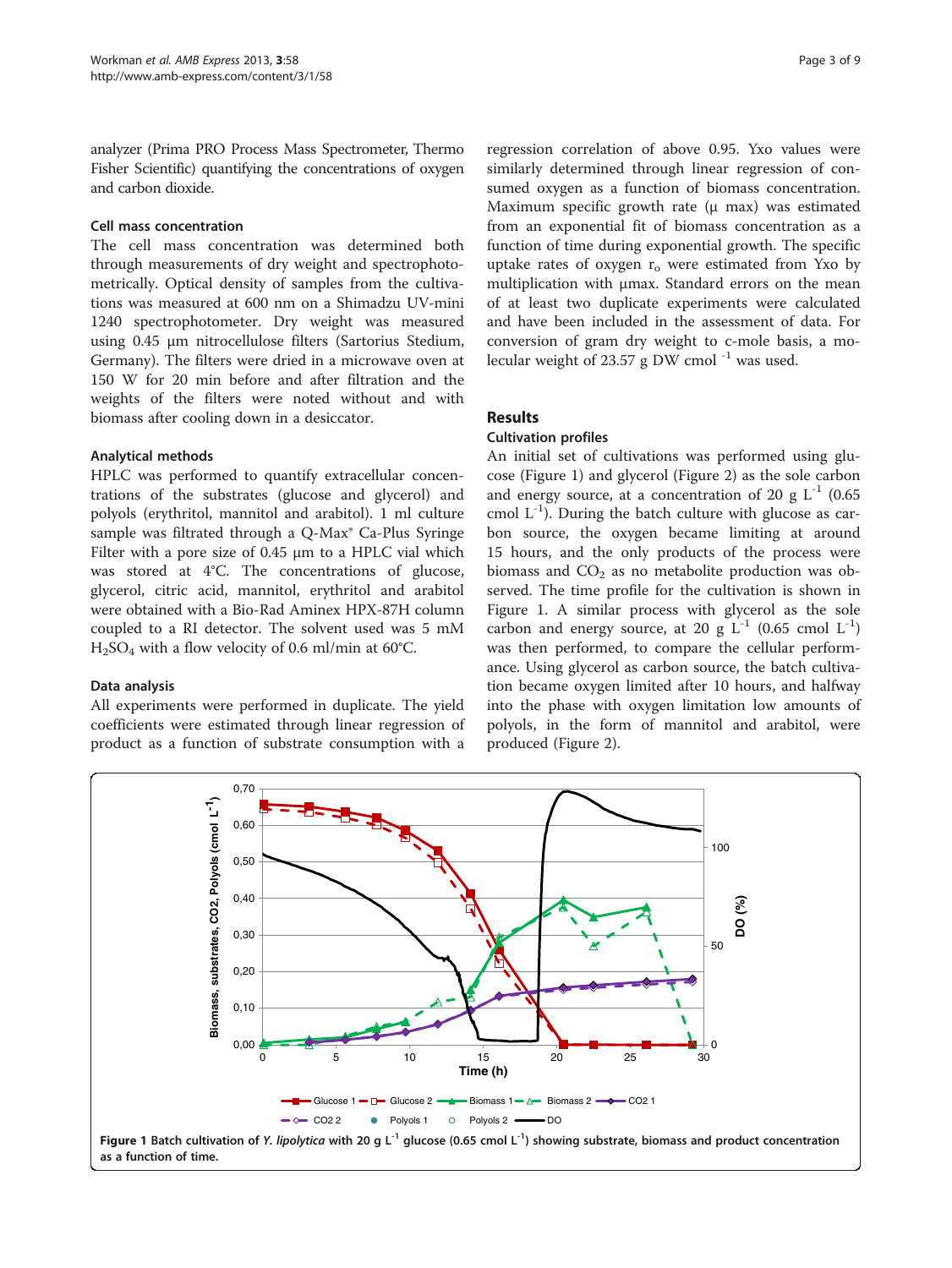analyzer (Prima PRO Process Mass Spectrometer, Thermo Fisher Scientific) quantifying the concentrations of oxygen and carbon dioxide.

### Cell mass concentration

The cell mass concentration was determined both through measurements of dry weight and spectrophotometrically. Optical density of samples from the cultivations was measured at 600 nm on a Shimadzu UV-mini 1240 spectrophotometer. Dry weight was measured using 0.45 μm nitrocellulose filters (Sartorius Stedium, Germany). The filters were dried in a microwave oven at 150 W for 20 min before and after filtration and the weights of the filters were noted without and with biomass after cooling down in a desiccator.

### Analytical methods

HPLC was performed to quantify extracellular concentrations of the substrates (glucose and glycerol) and polyols (erythritol, mannitol and arabitol). 1 ml culture sample was filtrated through a Q-Max® Ca-Plus Syringe Filter with a pore size of 0.45 μm to a HPLC vial which was stored at 4°C. The concentrations of glucose, glycerol, citric acid, mannitol, erythritol and arabitol were obtained with a Bio-Rad Aminex HPX-87H column coupled to a RI detector. The solvent used was 5 mM $H_2SO_4$ with a flow velocity of 0.6 ml/min at 60°C.

### Data analysis

All experiments were performed in duplicate. The yield coefficients were estimated through linear regression of product as a function of substrate consumption with a regression correlation of above 0.95. Yxo values were similarly determined through linear regression of consumed oxygen as a function of biomass concentration. Maximum specific growth rate (μ max) was estimated from an exponential fit of biomass concentration as a function of time during exponential growth. The specific uptake rates of oxygen $r_o$ were estimated from Yxo by multiplication with μmax. Standard errors on the mean of at least two duplicate experiments were calculated and have been included in the assessment of data. For conversion of gram dry weight to c-mole basis, a molecular weight of 23.57 g DW cmol $^{-1}$ was used.

## Results

### Cultivation profiles

An initial set of cultivations was performed using glucose (Figure 1) and glycerol (Figure 2) as the sole carbon and energy source, at a concentration of 20 g $L^{-1}$ (0.65 cmol $L^{-1}$). During the batch culture with glucose as carbon source, the oxygen became limiting at around 15 hours, and the only products of the process were biomass and $CO_2$ as no metabolite production was observed. The time profile for the cultivation is shown in Figure 1. A similar process with glycerol as the sole carbon and energy source, at 20 g $L^{-1}$ (0.65 cmol $L^{-1}$) was then performed, to compare the cellular performance. Using glycerol as carbon source, the batch cultivation became oxygen limited after 10 hours, and halfway into the phase with oxygen limitation low amounts of polyols, in the form of mannitol and arabitol, were produced (Figure 2).

**Figure 1** Batch cultivation of *Y. lipolytica* with 20 g $L^{-1}$ glucose (0.65 cmol $L^{-1}$) showing substrate, biomass and product concentration as a function of time.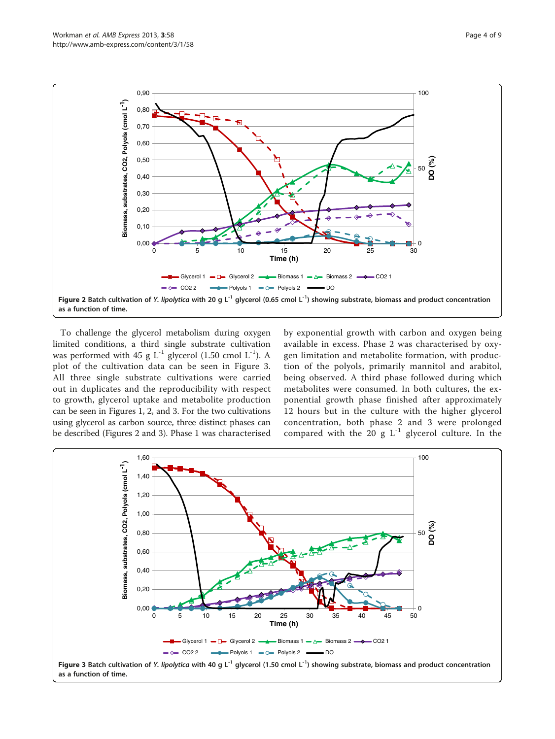Biomass, substrates, CO2, Polyols (cmol L$^{-1}$)

0,90
0,80
0,70
0,60
0,50
0,40
0,30
0,20
0,10
0,00

0 5 10 15 20 25 30

Time (h)

DO (%)

100
50
0

Glycerol 1 Glycerol 2 Biomass 1 Biomass 2 CO2 1 CO2 2 Polyols 1 Polyols 2 DO

**Figure 2** Batch cultivation of *Y. lipolytica* with 20 g L$^{-1}$ glycerol (0.65 cmol L$^{-1}$) showing substrate, biomass and product concentration as a function of time.

To challenge the glycerol metabolism during oxygen limited conditions, a third single substrate cultivation was performed with 45 g L$^{-1}$ glycerol (1.50 cmol L$^{-1}$). A plot of the cultivation data can be seen in Figure 3. All three single substrate cultivations were carried out in duplicates and the reproducibility with respect to growth, glycerol uptake and metabolite production can be seen in Figures 1, 2, and 3. For the two cultivations using glycerol as carbon source, three distinct phases can be described (Figures 2 and 3). Phase 1 was characterised by exponential growth with carbon and oxygen being available in excess. Phase 2 was characterised by oxygen limitation and metabolite formation, with production of the polyols, primarily mannitol and arabitol, being observed. A third phase followed during which metabolites were consumed. In both cultures, the exponential growth phase finished after approximately 12 hours but in the culture with the higher glycerol concentration, both phase 2 and 3 were prolonged compared with the 20 g L$^{-1}$ glycerol culture. In the

Biomass, substrates, CO2, Polyols (cmol L$^{-1}$)

1,60
1,40
1,20
1,00
0,80
0,60
0,40
0,20
0,00

0 5 10 15 20 25 30 35 40 45 50

Time (h)

DO (%)

100
50
0

Glycerol 1 Glycerol 2 Biomass 1 Biomass 2 CO2 1 CO2 2 Polyols 1 Polyols 2 DO

**Figure 3** Batch cultivation of *Y. lipolytica* with 40 g L$^{-1}$ glycerol (1.50 cmol L$^{-1}$) showing substrate, biomass and product concentration as a function of time.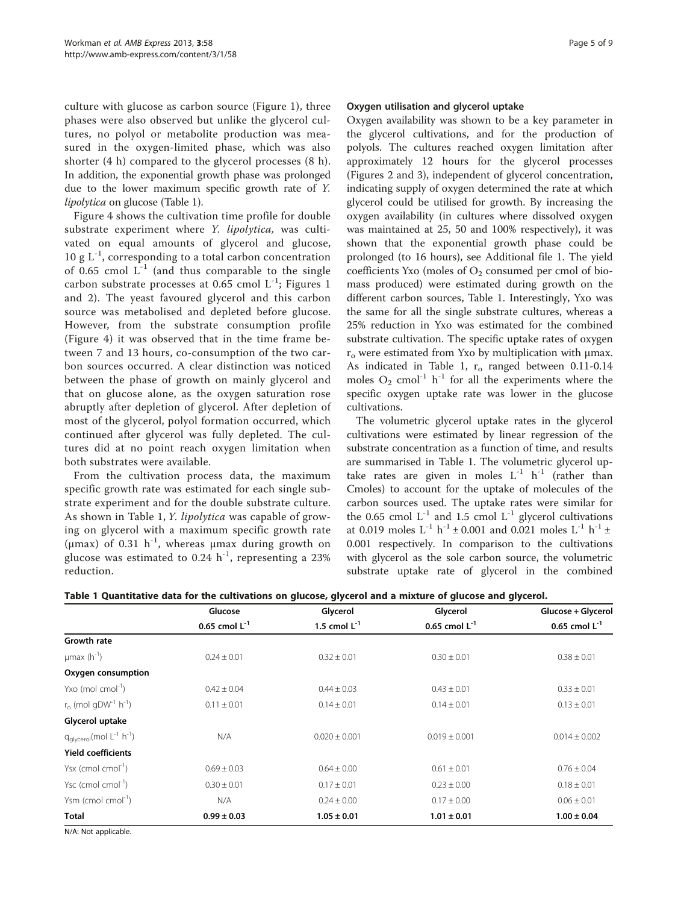culture with glucose as carbon source (Figure 1), three phases were also observed but unlike the glycerol cultures, no polyol or metabolite production was measured in the oxygen-limited phase, which was also shorter (4 h) compared to the glycerol processes (8 h). In addition, the exponential growth phase was prolonged due to the lower maximum specific growth rate of *Y. lipolytica* on glucose (Table 1).

Figure 4 shows the cultivation time profile for double substrate experiment where *Y. lipolytica*, was cultivated on equal amounts of glycerol and glucose, 10 g $L^{-1}$, corresponding to a total carbon concentration of 0.65 cmol $L^{-1}$ (and thus comparable to the single carbon substrate processes at 0.65 cmol $L^{-1}$; Figures 1 and 2). The yeast favoured glycerol and this carbon source was metabolised and depleted before glucose. However, from the substrate consumption profile (Figure 4) it was observed that in the time frame between 7 and 13 hours, co-consumption of the two carbon sources occurred. A clear distinction was noticed between the phase of growth on mainly glycerol and that on glucose alone, as the oxygen saturation rose abruptly after depletion of glycerol. After depletion of most of the glycerol, polyol formation occurred, which continued after glycerol was fully depleted. The cultures did at no point reach oxygen limitation when both substrates were available.

From the cultivation process data, the maximum specific growth rate was estimated for each single substrate experiment and for the double substrate culture. As shown in Table 1, *Y. lipolytica* was capable of growing on glycerol with a maximum specific growth rate (μmax) of 0.31 $h^{-1}$, whereas μmax during growth on glucose was estimated to 0.24 $h^{-1}$, representing a 23% reduction.

### Oxygen utilisation and glycerol uptake

Oxygen availability was shown to be a key parameter in the glycerol cultivations, and for the production of polyols. The cultures reached oxygen limitation after approximately 12 hours for the glycerol processes (Figures 2 and 3), independent of glycerol concentration, indicating supply of oxygen determined the rate at which glycerol could be utilised for growth. By increasing the oxygen availability (in cultures where dissolved oxygen was maintained at 25, 50 and 100% respectively), it was shown that the exponential growth phase could be prolonged (to 16 hours), see Additional file 1. The yield coefficients Yxo (moles of $O_2$ consumed per cmol of biomass produced) were estimated during growth on the different carbon sources, Table 1. Interestingly, Yxo was the same for all the single substrate cultures, whereas a 25% reduction in Yxo was estimated for the combined substrate cultivation. The specific uptake rates of oxygen $r_o$ were estimated from Yxo by multiplication with μmax. As indicated in Table 1, $r_o$ ranged between 0.11-0.14 moles $O_2$ $cmol^{-1}$ $h^{-1}$ for all the experiments where the specific oxygen uptake rate was lower in the glucose cultivations.

The volumetric glycerol uptake rates in the glycerol cultivations were estimated by linear regression of the substrate concentration as a function of time, and results are summarised in Table 1. The volumetric glycerol uptake rates are given in moles $L^{-1}$ $h^{-1}$ (rather than Cmoles) to account for the uptake of molecules of the carbon sources used. The uptake rates were similar for the 0.65 cmol $L^{-1}$ and 1.5 cmol $L^{-1}$ glycerol cultivations at 0.019 moles $L^{-1}$ $h^{-1}$ ± 0.001 and 0.021 moles $L^{-1}$ $h^{-1}$ ± 0.001 respectively. In comparison to the cultivations with glycerol as the sole carbon source, the volumetric substrate uptake rate of glycerol in the combined

**Table 1 Quantitative data for the cultivations on glucose, glycerol and a mixture of glucose and glycerol.**

| | Glucose 0.65 cmol $L^{-1}$ | Glycerol 1.5 cmol $L^{-1}$ | Glycerol 0.65 cmol $L^{-1}$ | Glucose + Glycerol 0.65 cmol $L^{-1}$ |
|---|---|---|---|---|
| **Growth rate** | | | | |
| μmax ($h^{-1}$) | 0.24 ± 0.01 | 0.32 ± 0.01 | 0.30 ± 0.01 | 0.38 ± 0.01 |
| **Oxygen consumption** | | | | |
| Yxo (mol $cmol^{-1}$) | 0.42 ± 0.04 | 0.44 ± 0.03 | 0.43 ± 0.01 | 0.33 ± 0.01 |
| $r_o$ (mol $gDW^{-1}$ $h^{-1}$) | 0.11 ± 0.01 | 0.14 ± 0.01 | 0.14 ± 0.01 | 0.13 ± 0.01 |
| **Glycerol uptake** | | | | |
| $q_{glycerol}$(mol $L^{-1}$ $h^{-1}$) | N/A | 0.020 ± 0.001 | 0.019 ± 0.001 | 0.014 ± 0.002 |
| **Yield coefficients** | | | | |
| Ysx (cmol $cmol^{-1}$) | 0.69 ± 0.03 | 0.64 ± 0.00 | 0.61 ± 0.01 | 0.76 ± 0.04 |
| Ysc (cmol $cmol^{-1}$) | 0.30 ± 0.01 | 0.17 ± 0.01 | 0.23 ± 0.00 | 0.18 ± 0.01 |
| Ysm (cmol $cmol^{-1}$) | N/A | 0.24 ± 0.00 | 0.17 ± 0.00 | 0.06 ± 0.01 |
| **Total** | **0.99 ± 0.03** | **1.05 ± 0.01** | **1.01 ± 0.01** | **1.00 ± 0.04** |

N/A: Not applicable.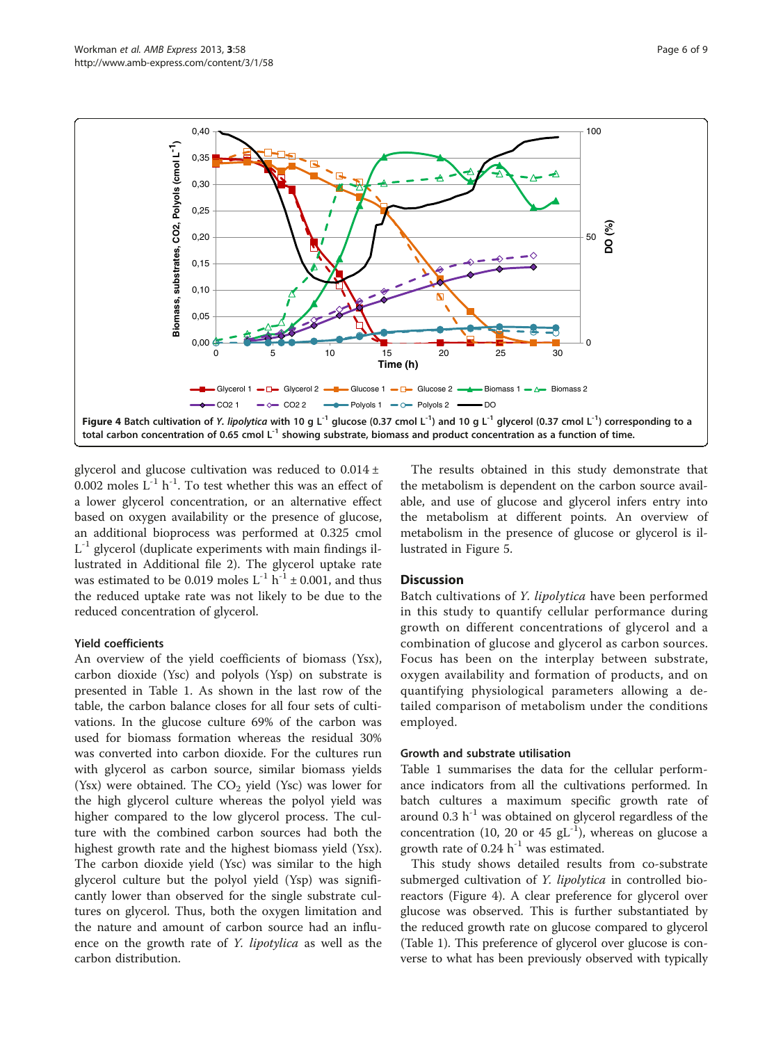0,40
0,35
0,30
0,25
0,20
0,15
0,10
0,05
0,00

Biomass, substrates, CO2, Polyols (cmol L$^{-1}$)

0 5 10 15 20 25 30

Time (h)

100
50
0

DO (%)

Glycerol 1 Glycerol 2 Glucose 1 Glucose 2 Biomass 1 Biomass 2 CO2 1 CO2 2 Polyols 1 Polyols 2 DO

**Figure 4 Batch cultivation of *Y. lipolytica* with 10 g L$^{-1}$ glucose (0.37 cmol L$^{-1}$) and 10 g L$^{-1}$ glycerol (0.37 cmol L$^{-1}$) corresponding to a total carbon concentration of 0.65 cmol L$^{-1}$ showing substrate, biomass and product concentration as a function of time.**

glycerol and glucose cultivation was reduced to 0.014 ± 0.002 moles L$^{-1}$ h$^{-1}$. To test whether this was an effect of a lower glycerol concentration, or an alternative effect based on oxygen availability or the presence of glucose, an additional bioprocess was performed at 0.325 cmol L$^{-1}$ glycerol (duplicate experiments with main findings illustrated in Additional file 2). The glycerol uptake rate was estimated to be 0.019 moles L$^{-1}$ h$^{-1}$ ± 0.001, and thus the reduced uptake rate was not likely to be due to the reduced concentration of glycerol.

### Yield coefficients

An overview of the yield coefficients of biomass (Ysx), carbon dioxide (Ysc) and polyols (Ysp) on substrate is presented in Table 1. As shown in the last row of the table, the carbon balance closes for all four sets of cultivations. In the glucose culture 69% of the carbon was used for biomass formation whereas the residual 30% was converted into carbon dioxide. For the cultures run with glycerol as carbon source, similar biomass yields (Ysx) were obtained. The $CO_2$ yield (Ysc) was lower for the high glycerol culture whereas the polyol yield was higher compared to the low glycerol process. The culture with the combined carbon sources had both the highest growth rate and the highest biomass yield (Ysx). The carbon dioxide yield (Ysc) was similar to the high glycerol culture but the polyol yield (Ysp) was significantly lower than observed for the single substrate cultures on glycerol. Thus, both the oxygen limitation and the nature and amount of carbon source had an influence on the growth rate of *Y. lipotylica* as well as the carbon distribution.

The results obtained in this study demonstrate that the metabolism is dependent on the carbon source available, and use of glucose and glycerol infers entry into the metabolism at different points. An overview of metabolism in the presence of glucose or glycerol is illustrated in Figure 5.

## Discussion

Batch cultivations of *Y. lipolytica* have been performed in this study to quantify cellular performance during growth on different concentrations of glycerol and a combination of glucose and glycerol as carbon sources. Focus has been on the interplay between substrate, oxygen availability and formation of products, and on quantifying physiological parameters allowing a detailed comparison of metabolism under the conditions employed.

### Growth and substrate utilisation

Table 1 summarises the data for the cellular performance indicators from all the cultivations performed. In batch cultures a maximum specific growth rate of around 0.3 h$^{-1}$ was obtained on glycerol regardless of the concentration (10, 20 or 45 gL$^{-1}$), whereas on glucose a growth rate of 0.24 h$^{-1}$ was estimated.

This study shows detailed results from co-substrate submerged cultivation of *Y. lipolytica* in controlled bioreactors (Figure 4). A clear preference for glycerol over glucose was observed. This is further substantiated by the reduced growth rate on glucose compared to glycerol (Table 1). This preference of glycerol over glucose is converse to what has been previously observed with typically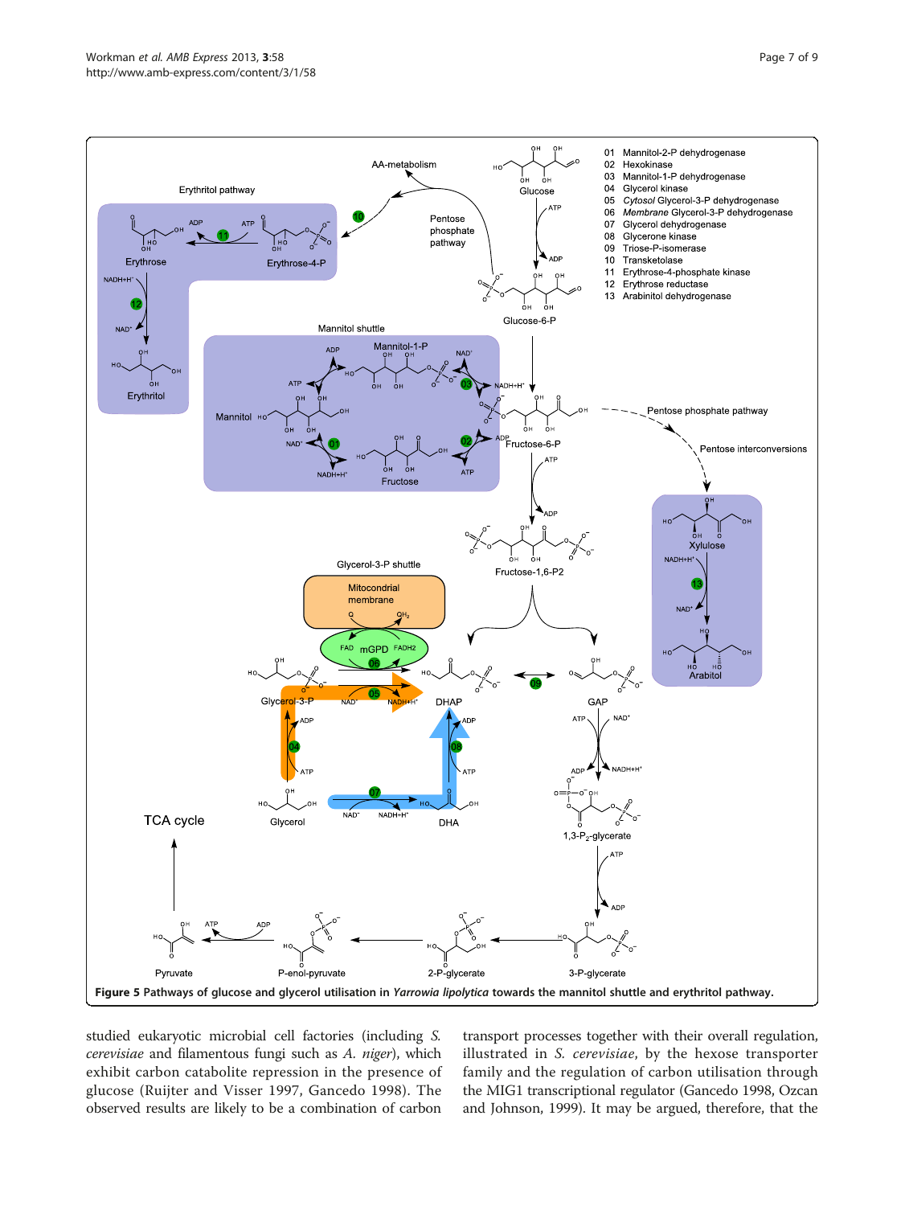01 Mannitol-2-P dehydrogenase
02 Hexokinase
03 Mannitol-1-P dehydrogenase
04 Glycerol kinase
05 *Cytosol* Glycerol-3-P dehydrogenase
06 *Membrane* Glycerol-3-P dehydrogenase
07 Glycerol dehydrogenase
08 Glycerone kinase
09 Triose-P-isomerase
10 Transketolase
11 Erythrose-4-phosphate kinase
12 Erythrose reductase
13 Arabinitol dehydrogenase

**Figure 5 Pathways of glucose and glycerol utilisation in *Yarrowia lipolytica* towards the mannitol shuttle and erythritol pathway.**

studied eukaryotic microbial cell factories (including *S. cerevisiae* and filamentous fungi such as *A. niger*), which exhibit carbon catabolite repression in the presence of glucose (Ruijter and Visser 1997, Gancedo 1998). The observed results are likely to be a combination of carbon transport processes together with their overall regulation, illustrated in *S. cerevisiae*, by the hexose transporter family and the regulation of carbon utilisation through the MIG1 transcriptional regulator (Gancedo 1998, Ozcan and Johnson, 1999). It may be argued, therefore, that the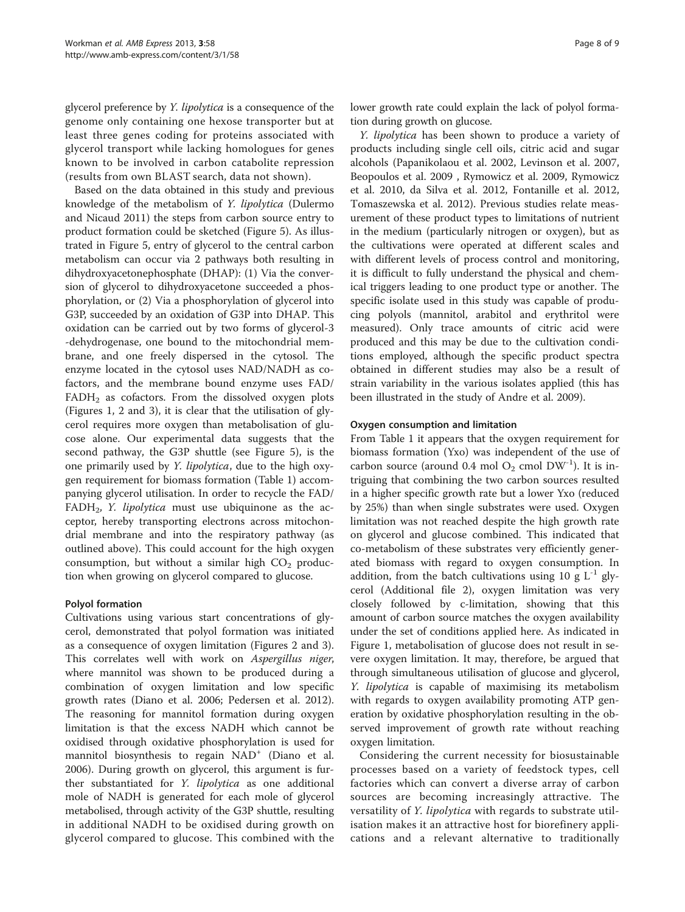glycerol preference by *Y. lipolytica* is a consequence of the genome only containing one hexose transporter but at least three genes coding for proteins associated with glycerol transport while lacking homologues for genes known to be involved in carbon catabolite repression (results from own BLAST search, data not shown).

Based on the data obtained in this study and previous knowledge of the metabolism of *Y. lipolytica* (Dulermo and Nicaud 2011) the steps from carbon source entry to product formation could be sketched (Figure 5). As illustrated in Figure 5, entry of glycerol to the central carbon metabolism can occur via 2 pathways both resulting in dihydroxyacetonephosphate (DHAP): (1) Via the conversion of glycerol to dihydroxyacetone succeeded a phosphorylation, or (2) Via a phosphorylation of glycerol into G3P, succeeded by an oxidation of G3P into DHAP. This oxidation can be carried out by two forms of glycerol-3 -dehydrogenase, one bound to the mitochondrial membrane, and one freely dispersed in the cytosol. The enzyme located in the cytosol uses NAD/NADH as cofactors, and the membrane bound enzyme uses FAD/ $FADH_2$ as cofactors. From the dissolved oxygen plots (Figures 1, 2 and 3), it is clear that the utilisation of glycerol requires more oxygen than metabolisation of glucose alone. Our experimental data suggests that the second pathway, the G3P shuttle (see Figure 5), is the one primarily used by *Y. lipolytica*, due to the high oxygen requirement for biomass formation (Table 1) accompanying glycerol utilisation. In order to recycle the FAD/ $FADH_2$, *Y. lipolytica* must use ubiquinone as the acceptor, hereby transporting electrons across mitochondrial membrane and into the respiratory pathway (as outlined above). This could account for the high oxygen consumption, but without a similar high $CO_2$ production when growing on glycerol compared to glucose.

### Polyol formation

Cultivations using various start concentrations of glycerol, demonstrated that polyol formation was initiated as a consequence of oxygen limitation (Figures 2 and 3). This correlates well with work on *Aspergillus niger*, where mannitol was shown to be produced during a combination of oxygen limitation and low specific growth rates (Diano et al. 2006; Pedersen et al. 2012). The reasoning for mannitol formation during oxygen limitation is that the excess NADH which cannot be oxidised through oxidative phosphorylation is used for mannitol biosynthesis to regain $NAD^+$ (Diano et al. 2006). During growth on glycerol, this argument is further substantiated for *Y. lipolytica* as one additional mole of NADH is generated for each mole of glycerol metabolised, through activity of the G3P shuttle, resulting in additional NADH to be oxidised during growth on glycerol compared to glucose. This combined with the lower growth rate could explain the lack of polyol formation during growth on glucose.

*Y. lipolytica* has been shown to produce a variety of products including single cell oils, citric acid and sugar alcohols (Papanikolaou et al. 2002, Levinson et al. 2007, Beopoulos et al. 2009 , Rymowicz et al. 2009, Rymowicz et al. 2010, da Silva et al. 2012, Fontanille et al. 2012, Tomaszewska et al. 2012). Previous studies relate measurement of these product types to limitations of nutrient in the medium (particularly nitrogen or oxygen), but as the cultivations were operated at different scales and with different levels of process control and monitoring, it is difficult to fully understand the physical and chemical triggers leading to one product type or another. The specific isolate used in this study was capable of producing polyols (mannitol, arabitol and erythritol were measured). Only trace amounts of citric acid were produced and this may be due to the cultivation conditions employed, although the specific product spectra obtained in different studies may also be a result of strain variability in the various isolates applied (this has been illustrated in the study of Andre et al. 2009).

### Oxygen consumption and limitation

From Table 1 it appears that the oxygen requirement for biomass formation (Yxo) was independent of the use of carbon source (around 0.4 mol $O_2$ cmol $DW^{-1}$). It is intriguing that combining the two carbon sources resulted in a higher specific growth rate but a lower Yxo (reduced by 25%) than when single substrates were used. Oxygen limitation was not reached despite the high growth rate on glycerol and glucose combined. This indicated that co-metabolism of these substrates very efficiently generated biomass with regard to oxygen consumption. In addition, from the batch cultivations using 10 g $L^{-1}$ glycerol (Additional file 2), oxygen limitation was very closely followed by c-limitation, showing that this amount of carbon source matches the oxygen availability under the set of conditions applied here. As indicated in Figure 1, metabolisation of glucose does not result in severe oxygen limitation. It may, therefore, be argued that through simultaneous utilisation of glucose and glycerol, *Y. lipolytica* is capable of maximising its metabolism with regards to oxygen availability promoting ATP generation by oxidative phosphorylation resulting in the observed improvement of growth rate without reaching oxygen limitation.

Considering the current necessity for biosustainable processes based on a variety of feedstock types, cell factories which can convert a diverse array of carbon sources are becoming increasingly attractive. The versatility of *Y. lipolytica* with regards to substrate utilisation makes it an attractive host for biorefinery applications and a relevant alternative to traditionally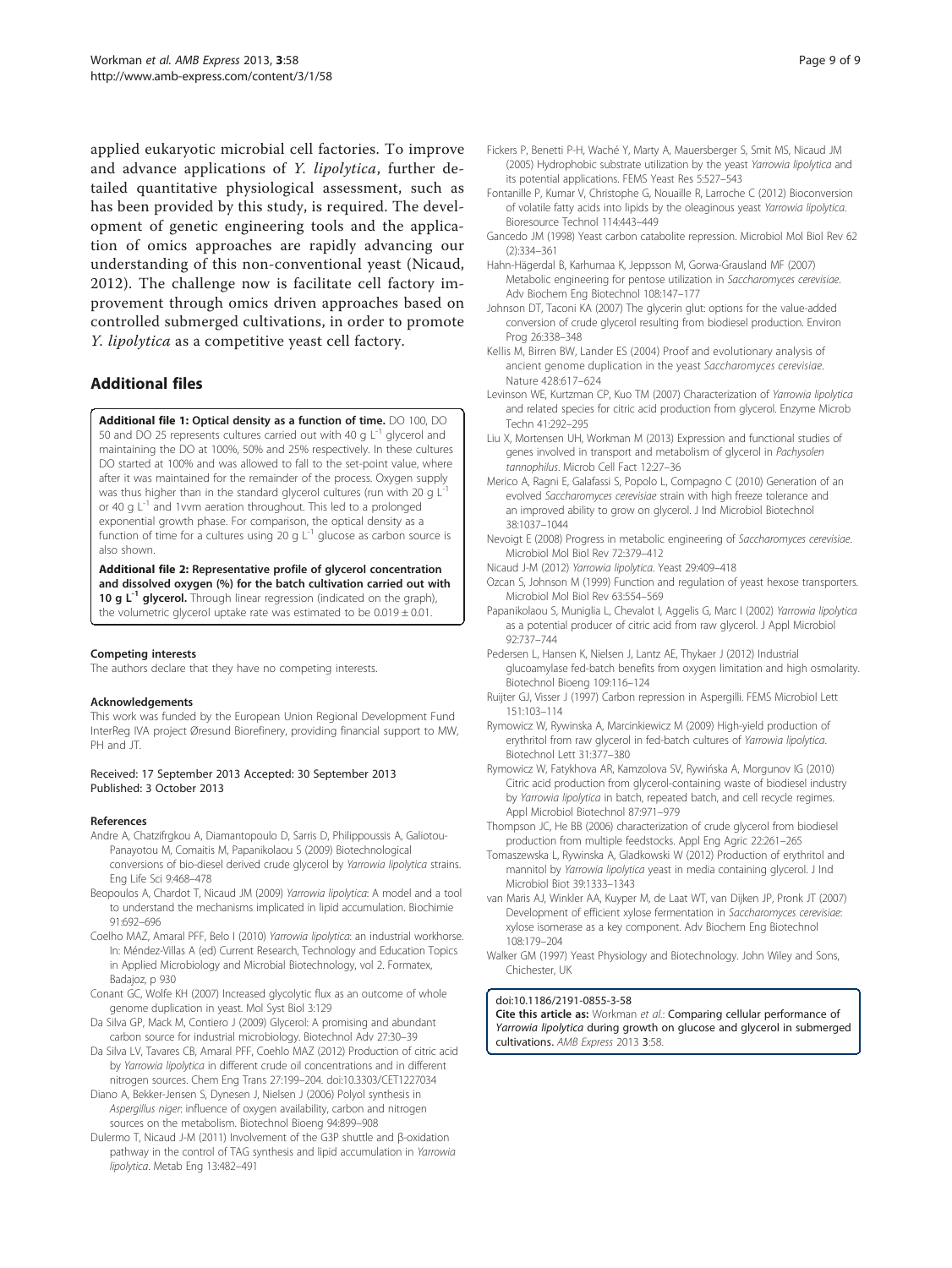applied eukaryotic microbial cell factories. To improve and advance applications of *Y. lipolytica*, further detailed quantitative physiological assessment, such as has been provided by this study, is required. The development of genetic engineering tools and the application of omics approaches are rapidly advancing our understanding of this non-conventional yeast (Nicaud, 2012). The challenge now is facilitate cell factory improvement through omics driven approaches based on controlled submerged cultivations, in order to promote *Y. lipolytica* as a competitive yeast cell factory.

## Additional files

**Additional file 1: Optical density as a function of time.** DO 100, DO 50 and DO 25 represents cultures carried out with 40 g $L^{-1}$ glycerol and maintaining the DO at 100%, 50% and 25% respectively. In these cultures DO started at 100% and was allowed to fall to the set-point value, where after it was maintained for the remainder of the process. Oxygen supply was thus higher than in the standard glycerol cultures (run with 20 g $L^{-1}$ or 40 g $L^{-1}$ and 1vvm aeration throughout. This led to a prolonged exponential growth phase. For comparison, the optical density as a function of time for a cultures using 20 g $L^{-1}$ glucose as carbon source is also shown.

**Additional file 2: Representative profile of glycerol concentration and dissolved oxygen (%) for the batch cultivation carried out with 10 g $L^{-1}$ glycerol.** Through linear regression (indicated on the graph), the volumetric glycerol uptake rate was estimated to be $0.019 \pm 0.01$.

#### Competing interests

The authors declare that they have no competing interests.

#### Acknowledgements

This work was funded by the European Union Regional Development Fund InterReg IVA project Øresund Biorefinery, providing financial support to MW, PH and JT.

Received: 17 September 2013 Accepted: 30 September 2013
Published: 3 October 2013

#### References

- Andre A, Chatzifrgkou A, Diamantopoulo D, Sarris D, Philippoussis A, Galiotou-Panayotou M, Comaitis M, Papanikolaou S (2009) Biotechnological conversions of bio-diesel derived crude glycerol by *Yarrowia lipolytica* strains. Eng Life Sci 9:468–478
- Beopoulos A, Chardot T, Nicaud JM (2009) *Yarrowia lipolytica*: A model and a tool to understand the mechanisms implicated in lipid accumulation. Biochimie 91:692–696
- Coelho MAZ, Amaral PFF, Belo I (2010) *Yarrowia lipolytica*: an industrial workhorse. In: Méndez-Villas A (ed) Current Research, Technology and Education Topics in Applied Microbiology and Microbial Biotechnology, vol 2. Formatex, Badajoz, p 930
- Conant GC, Wolfe KH (2007) Increased glycolytic flux as an outcome of whole genome duplication in yeast. Mol Syst Biol 3:129
- Da Silva GP, Mack M, Contiero J (2009) Glycerol: A promising and abundant carbon source for industrial microbiology. Biotechnol Adv 27:30–39
- Da Silva LV, Tavares CB, Amaral PFF, Coehlo MAZ (2012) Production of citric acid by *Yarrowia lipolytica* in different crude oil concentrations and in different nitrogen sources. Chem Eng Trans 27:199–204. doi:10.3303/CET1227034
- Diano A, Bekker-Jensen S, Dynesen J, Nielsen J (2006) Polyol synthesis in *Aspergillus niger*: influence of oxygen availability, carbon and nitrogen sources on the metabolism. Biotechnol Bioeng 94:899–908
- Dulermo T, Nicaud J-M (2011) Involvement of the G3P shuttle and β-oxidation pathway in the control of TAG synthesis and lipid accumulation in *Yarrowia lipolytica*. Metab Eng 13:482–491
- Fickers P, Benetti P-H, Waché Y, Marty A, Mauersberger S, Smit MS, Nicaud JM (2005) Hydrophobic substrate utilization by the yeast *Yarrowia lipolytica* and its potential applications. FEMS Yeast Res 5:527–543
- Fontanille P, Kumar V, Christophe G, Nouaille R, Larroche C (2012) Bioconversion of volatile fatty acids into lipids by the oleaginous yeast *Yarrowia lipolytica*. Bioresource Technol 114:443–449
- Gancedo JM (1998) Yeast carbon catabolite repression. Microbiol Mol Biol Rev 62 (2):334–361
- Hahn-Hägerdal B, Karhumaa K, Jeppsson M, Gorwa-Grausland MF (2007) Metabolic engineering for pentose utilization in *Saccharomyces cerevisiae*. Adv Biochem Eng Biotechnol 108:147–177
- Johnson DT, Taconi KA (2007) The glycerin glut: options for the value-added conversion of crude glycerol resulting from biodiesel production. Environ Prog 26:338–348
- Kellis M, Birren BW, Lander ES (2004) Proof and evolutionary analysis of ancient genome duplication in the yeast *Saccharomyces cerevisiae*. Nature 428:617–624
- Levinson WE, Kurtzman CP, Kuo TM (2007) Characterization of *Yarrowia lipolytica* and related species for citric acid production from glycerol. Enzyme Microb Techn 41:292–295
- Liu X, Mortensen UH, Workman M (2013) Expression and functional studies of genes involved in transport and metabolism of glycerol in *Pachysolen tannophilus*. Microb Cell Fact 12:27–36
- Merico A, Ragni E, Galafassi S, Popolo L, Compagno C (2010) Generation of an evolved *Saccharomyces cerevisiae* strain with high freeze tolerance and an improved ability to grow on glycerol. J Ind Microbiol Biotechnol 38:1037–1044
- Nevoigt E (2008) Progress in metabolic engineering of *Saccharomyces cerevisiae*. Microbiol Mol Biol Rev 72:379–412
- Nicaud J-M (2012) *Yarrowia lipolytica*. Yeast 29:409–418
- Ozcan S, Johnson M (1999) Function and regulation of yeast hexose transporters. Microbiol Mol Biol Rev 63:554–569
- Papanikolaou S, Muniglia L, Chevalot I, Aggelis G, Marc I (2002) *Yarrowia lipolytica* as a potential producer of citric acid from raw glycerol. J Appl Microbiol 92:737–744
- Pedersen L, Hansen K, Nielsen J, Lantz AE, Thykaer J (2012) Industrial glucoamylase fed-batch benefits from oxygen limitation and high osmolarity. Biotechnol Bioeng 109:116–124
- Ruijter GJ, Visser J (1997) Carbon repression in Aspergilli. FEMS Microbiol Lett 151:103–114
- Rymowicz W, Rywinska A, Marcinkiewicz M (2009) High-yield production of erythritol from raw glycerol in fed-batch cultures of *Yarrowia lipolytica*. Biotechnol Lett 31:377–380
- Rymowicz W, Fatykhova AR, Kamzolova SV, Rywińska A, Morgunov IG (2010) Citric acid production from glycerol-containing waste of biodiesel industry by *Yarrowia lipolytica* in batch, repeated batch, and cell recycle regimes. Appl Microbiol Biotechnol 87:971–979
- Thompson JC, He BB (2006) characterization of crude glycerol from biodiesel production from multiple feedstocks. Appl Eng Agric 22:261–265
- Tomaszewska L, Rywinska A, Gladkowski W (2012) Production of erythritol and mannitol by *Yarrowia lipolytica* yeast in media containing glycerol. J Ind Microbiol Biot 39:1333–1343
- van Maris AJ, Winkler AA, Kuyper M, de Laat WT, van Dijken JP, Pronk JT (2007) Development of efficient xylose fermentation in *Saccharomyces cerevisiae*: xylose isomerase as a key component. Adv Biochem Eng Biotechnol 108:179–204
- Walker GM (1997) Yeast Physiology and Biotechnology. John Wiley and Sons, Chichester, UK

doi:10.1186/2191-0855-3-58

**Cite this article as:** Workman *et al.*: Comparing cellular performance of *Yarrowia lipolytica* during growth on glucose and glycerol in submerged cultivations. *AMB Express* 2013 **3**:58.